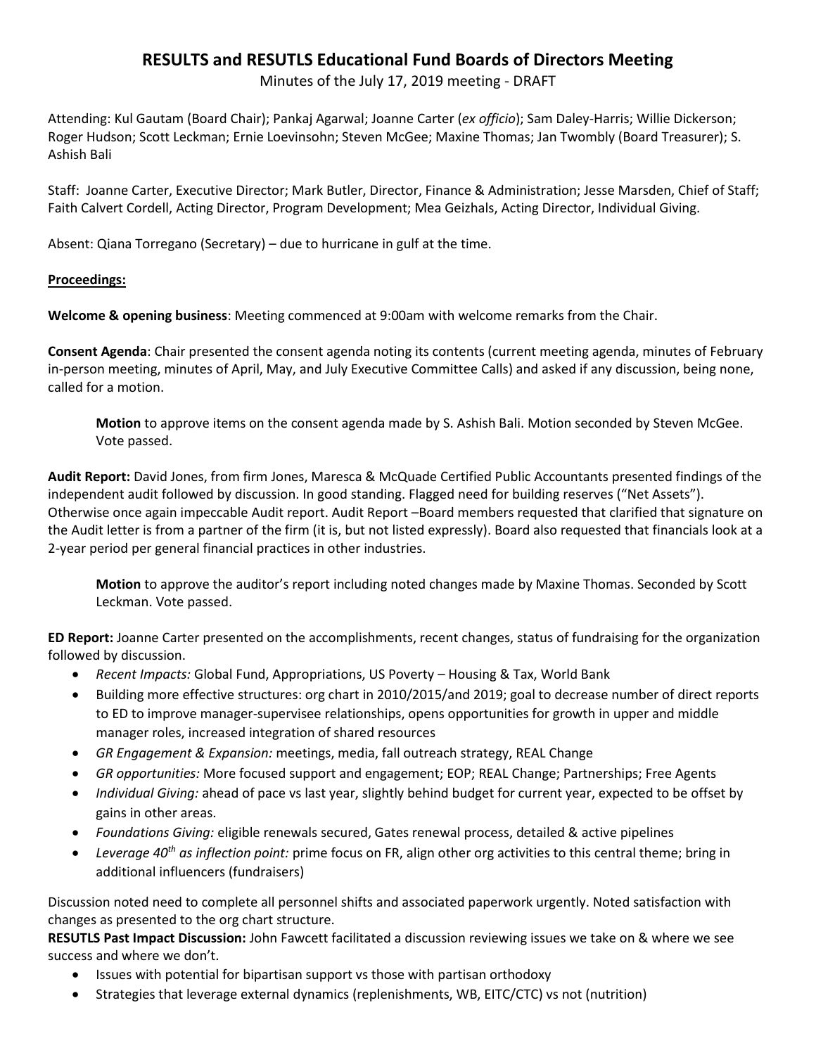# RESULTS and RESUTLS Educational Fund Boards of Directors Meeting

Minutes of the July 17, 2019 meeting - DRAFT

Attending: Kul Gautam (Board Chair); Pankaj Agarwal; Joanne Carter (*ex officio*); Sam Daley-Harris; Willie Dickerson; Roger Hudson; Scott Leckman; Ernie Loevinsohn; Steven McGee; Maxine Thomas; Jan Twombly (Board Treasurer); S. Ashish Bali

Staff: Joanne Carter, Executive Director; Mark Butler, Director, Finance & Administration; Jesse Marsden, Chief of Staff; Faith Calvert Cordell, Acting Director, Program Development; Mea Geizhals, Acting Director, Individual Giving.

Absent: Qiana Torregano (Secretary) – due to hurricane in gulf at the time.

**Proceedings:**

**Welcome & opening business**: Meeting commenced at 9:00am with welcome remarks from the Chair.

**Consent Agenda**: Chair presented the consent agenda noting its contents (current meeting agenda, minutes of February in-person meeting, minutes of April, May, and July Executive Committee Calls) and asked if any discussion, being none, called for a motion.

> **Motion** to approve items on the consent agenda made by S. Ashish Bali. Motion seconded by Steven McGee. Vote passed.

**Audit Report:** David Jones, from firm Jones, Maresca & McQuade Certified Public Accountants presented findings of the independent audit followed by discussion. In good standing. Flagged need for building reserves ("Net Assets"). Otherwise once again impeccable Audit report. Audit Report –Board members requested that clarified that signature on the Audit letter is from a partner of the firm (it is, but not listed expressly). Board also requested that financials look at a 2-year period per general financial practices in other industries.

> **Motion** to approve the auditor's report including noted changes made by Maxine Thomas. Seconded by Scott Leckman. Vote passed.

**ED Report:** Joanne Carter presented on the accomplishments, recent changes, status of fundraising for the organization followed by discussion.

- *Recent Impacts:* Global Fund, Appropriations, US Poverty – Housing & Tax, World Bank
- Building more effective structures: org chart in 2010/2015/and 2019; goal to decrease number of direct reports to ED to improve manager-supervisee relationships, opens opportunities for growth in upper and middle manager roles, increased integration of shared resources
- *GR Engagement & Expansion:* meetings, media, fall outreach strategy, REAL Change
- *GR opportunities:* More focused support and engagement; EOP; REAL Change; Partnerships; Free Agents
- *Individual Giving:* ahead of pace vs last year, slightly behind budget for current year, expected to be offset by gains in other areas.
- *Foundations Giving:* eligible renewals secured, Gates renewal process, detailed & active pipelines
- *Leverage 40th as inflection point:* prime focus on FR, align other org activities to this central theme; bring in additional influencers (fundraisers)

Discussion noted need to complete all personnel shifts and associated paperwork urgently. Noted satisfaction with changes as presented to the org chart structure.

**RESUTLS Past Impact Discussion:** John Fawcett facilitated a discussion reviewing issues we take on & where we see success and where we don't.

- Issues with potential for bipartisan support vs those with partisan orthodoxy
- Strategies that leverage external dynamics (replenishments, WB, EITC/CTC) vs not (nutrition)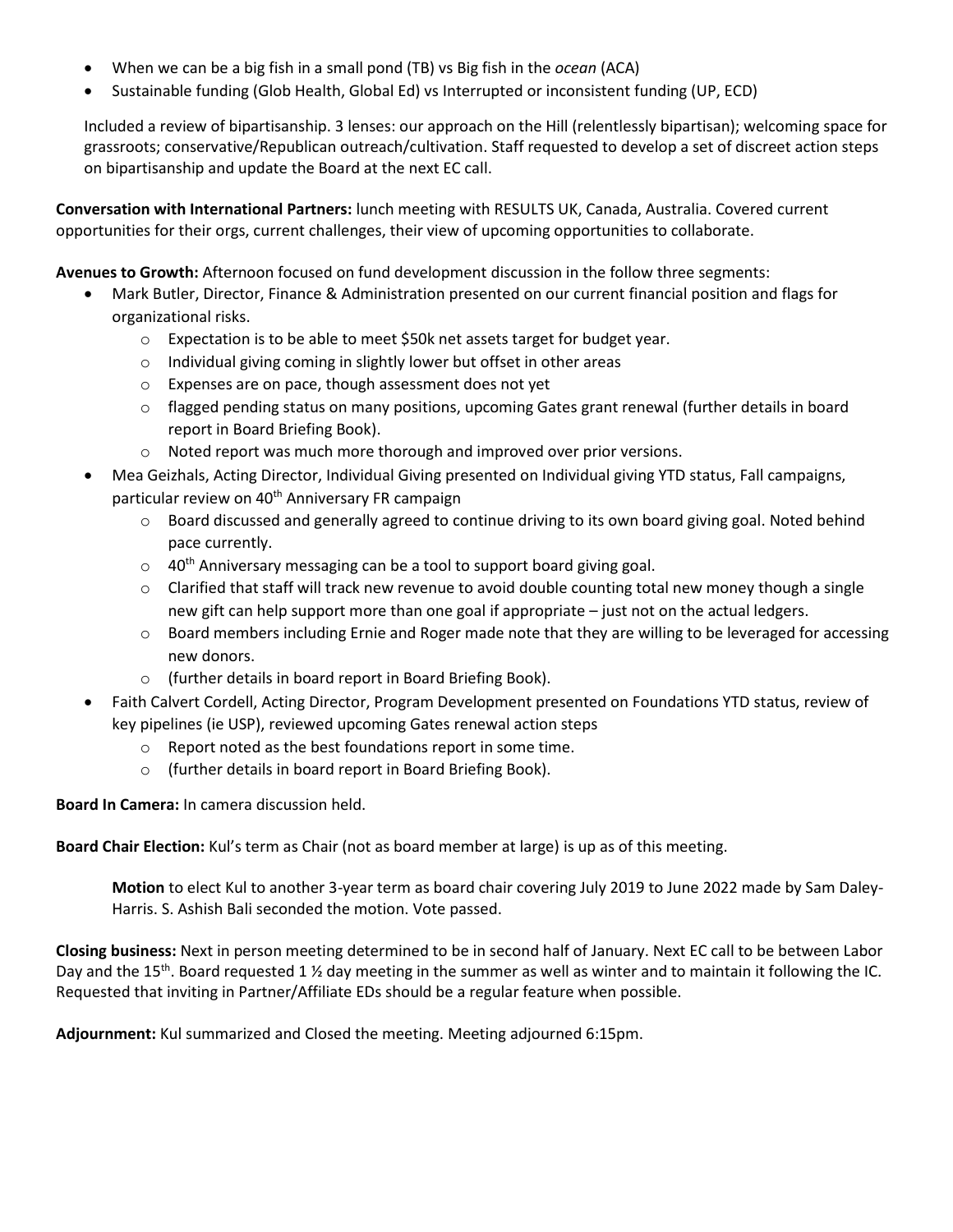- When we can be a big fish in a small pond (TB) vs Big fish in the *ocean* (ACA)
- Sustainable funding (Glob Health, Global Ed) vs Interrupted or inconsistent funding (UP, ECD)

Included a review of bipartisanship. 3 lenses: our approach on the Hill (relentlessly bipartisan); welcoming space for grassroots; conservative/Republican outreach/cultivation. Staff requested to develop a set of discreet action steps on bipartisanship and update the Board at the next EC call.

**Conversation with International Partners:** lunch meeting with RESULTS UK, Canada, Australia. Covered current opportunities for their orgs, current challenges, their view of upcoming opportunities to collaborate.

**Avenues to Growth:** Afternoon focused on fund development discussion in the follow three segments:

- Mark Butler, Director, Finance & Administration presented on our current financial position and flags for organizational risks.
  - Expectation is to be able to meet \$50k net assets target for budget year.
  - Individual giving coming in slightly lower but offset in other areas
  - Expenses are on pace, though assessment does not yet
  - flagged pending status on many positions, upcoming Gates grant renewal (further details in board report in Board Briefing Book).
  - Noted report was much more thorough and improved over prior versions.
- Mea Geizhals, Acting Director, Individual Giving presented on Individual giving YTD status, Fall campaigns, particular review on 40th Anniversary FR campaign
  - Board discussed and generally agreed to continue driving to its own board giving goal. Noted behind pace currently.
  - 40th Anniversary messaging can be a tool to support board giving goal.
  - Clarified that staff will track new revenue to avoid double counting total new money though a single new gift can help support more than one goal if appropriate – just not on the actual ledgers.
  - Board members including Ernie and Roger made note that they are willing to be leveraged for accessing new donors.
  - (further details in board report in Board Briefing Book).
- Faith Calvert Cordell, Acting Director, Program Development presented on Foundations YTD status, review of key pipelines (ie USP), reviewed upcoming Gates renewal action steps
  - Report noted as the best foundations report in some time.
  - (further details in board report in Board Briefing Book).

**Board In Camera:** In camera discussion held.

**Board Chair Election:** Kul's term as Chair (not as board member at large) is up as of this meeting.

> **Motion** to elect Kul to another 3-year term as board chair covering July 2019 to June 2022 made by Sam Daley-Harris. S. Ashish Bali seconded the motion. Vote passed.

**Closing business:** Next in person meeting determined to be in second half of January. Next EC call to be between Labor Day and the 15th. Board requested 1 ½ day meeting in the summer as well as winter and to maintain it following the IC. Requested that inviting in Partner/Affiliate EDs should be a regular feature when possible.

**Adjournment:** Kul summarized and Closed the meeting. Meeting adjourned 6:15pm.